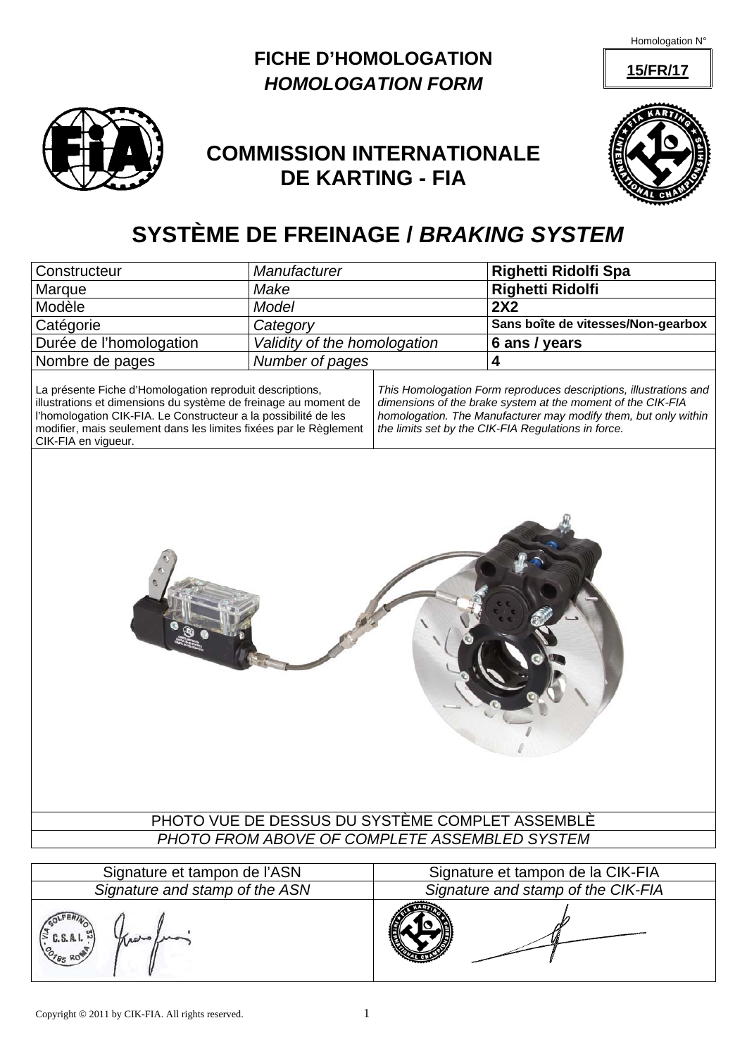Homologation N° **15/FR/17**

# FICHE D'HOMOLOGATION
## *HOMOLOGATION FORM*

## COMMISSION INTERNATIONALE DE KARTING - FIA

# SYSTÈME DE FREINAGE / *BRAKING SYSTEM*

| | | |
|---|---|---|
| Constructeur | *Manufacturer* | **Righetti Ridolfi Spa** |
| Marque | *Make* | **Righetti Ridolfi** |
| Modèle | *Model* | **2X2** |
| Catégorie | *Category* | **Sans boîte de vitesses/Non-gearbox** |
| Durée de l'homologation | *Validity of the homologation* | **6 ans / years** |
| Nombre de pages | *Number of pages* | **4** |

La présente Fiche d'Homologation reproduit descriptions, illustrations et dimensions du système de freinage au moment de l'homologation CIK-FIA. Le Constructeur a la possibilité de les modifier, mais seulement dans les limites fixées par le Règlement CIK-FIA en vigueur.

*This Homologation Form reproduces descriptions, illustrations and dimensions of the brake system at the moment of the CIK-FIA homologation. The Manufacturer may modify them, but only within the limits set by the CIK-FIA Regulations in force.*

PHOTO VUE DE DESSUS DU SYSTÈME COMPLET ASSEMBLÈ

*PHOTO FROM ABOVE OF COMPLETE ASSEMBLED SYSTEM*

| Signature et tampon de l'ASN<br>*Signature and stamp of the ASN* | Signature et tampon de la CIK-FIA<br>*Signature and stamp of the CIK-FIA* |
|---|---|
| | |

Copyright © 2011 by CIK-FIA. All rights reserved.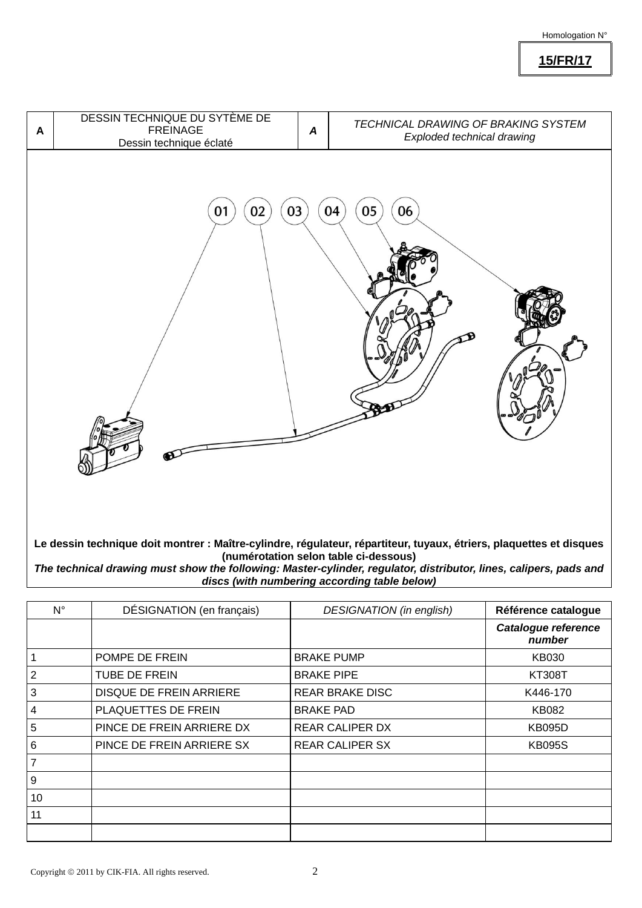Homologation N°

**15/FR/17**

| A | DESSIN TECHNIQUE DU SYTÈME DE FREINAGE<br>Dessin technique éclaté | *A* | *TECHNICAL DRAWING OF BRAKING SYSTEM*<br>*Exploded technical drawing* |
|---|---|---|---|

01 02 03 04 05 06

**Le dessin technique doit montrer : Maître-cylindre, régulateur, répartiteur, tuyaux, étriers, plaquettes et disques (numérotation selon table ci-dessous)**

***The technical drawing must show the following: Master-cylinder, regulator, distributor, lines, calipers, pads and discs (with numbering according table below)***

| N° | DÉSIGNATION (en français) | *DESIGNATION (in english)* | **Référence catalogue** |
|---|---|---|---|
| | | | ***Catalogue reference number*** |
| 1 | POMPE DE FREIN | BRAKE PUMP | KB030 |
| 2 | TUBE DE FREIN | BRAKE PIPE | KT308T |
| 3 | DISQUE DE FREIN ARRIERE | REAR BRAKE DISC | K446-170 |
| 4 | PLAQUETTES DE FREIN | BRAKE PAD | KB082 |
| 5 | PINCE DE FREIN ARRIERE DX | REAR CALIPER DX | KB095D |
| 6 | PINCE DE FREIN ARRIERE SX | REAR CALIPER SX | KB095S |
| 7 | | | |
| 9 | | | |
| 10 | | | |
| 11 | | | |
| | | | |

Copyright © 2011 by CIK-FIA. All rights reserved.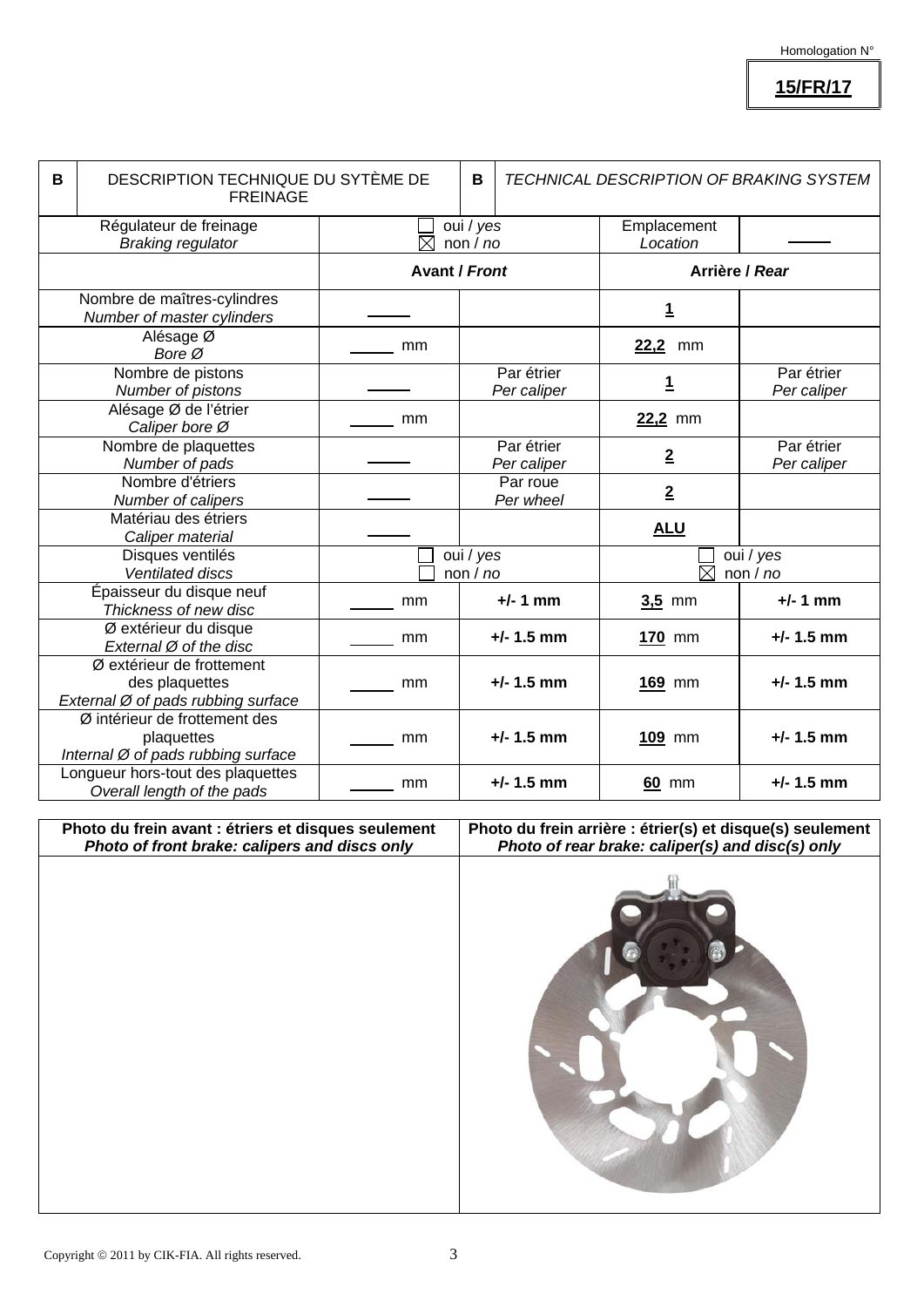Homologation N°

**15/FR/17**

| B | DESCRIPTION TECHNIQUE DU SYTÈME DE FREINAGE | B | *TECHNICAL DESCRIPTION OF BRAKING SYSTEM* | |
|---|---|---|---|---|

| | | | | |
|---|---|---|---|---|
| Régulateur de freinage<br>*Braking regulator* | ☐ oui / *yes*<br>☒ non / *no* | | Emplacement<br>*Location* | _____ |
| | **Avant / *Front*** | | **Arrière / *Rear*** | |
| Nombre de maîtres-cylindres<br>*Number of master cylinders* | _____ | | **1** | |
| Alésage Ø<br>*Bore Ø* | _____ mm | | **22,2** mm | |
| Nombre de pistons<br>*Number of pistons* | _____ | Par étrier<br>*Per caliper* | **1** | Par étrier<br>*Per caliper* |
| Alésage Ø de l'étrier<br>*Caliper bore Ø* | _____ mm | | **22,2** mm | |
| Nombre de plaquettes<br>*Number of pads* | _____ | Par étrier<br>*Per caliper* | **2** | Par étrier<br>*Per caliper* |
| Nombre d'étriers<br>*Number of calipers* | _____ | Par roue<br>*Per wheel* | **2** | |
| Matériau des étriers<br>*Caliper material* | _____ | | **ALU** | |
| Disques ventilés<br>*Ventilated discs* | ☐ oui / *yes*<br>☐ non / *no* | | ☐ oui / *yes*<br>☒ non / *no* | |
| Épaisseur du disque neuf<br>*Thickness of new disc* | _____ mm | **+/- 1 mm** | **3,5** mm | **+/- 1 mm** |
| Ø extérieur du disque<br>*External Ø of the disc* | _____ mm | **+/- 1.5 mm** | **170** mm | **+/- 1.5 mm** |
| Ø extérieur de frottement des plaquettes<br>*External Ø of pads rubbing surface* | _____ mm | **+/- 1.5 mm** | **169** mm | **+/- 1.5 mm** |
| Ø intérieur de frottement des plaquettes<br>*Internal Ø of pads rubbing surface* | _____ mm | **+/- 1.5 mm** | **109** mm | **+/- 1.5 mm** |
| Longueur hors-tout des plaquettes<br>*Overall length of the pads* | _____ mm | **+/- 1.5 mm** | **60** mm | **+/- 1.5 mm** |

| **Photo du frein avant : étriers et disques seulement**<br>***Photo of front brake: calipers and discs only*** | **Photo du frein arrière : étrier(s) et disque(s) seulement**<br>***Photo of rear brake: caliper(s) and disc(s) only*** |
|---|---|
| | |

Copyright © 2011 by CIK-FIA. All rights reserved.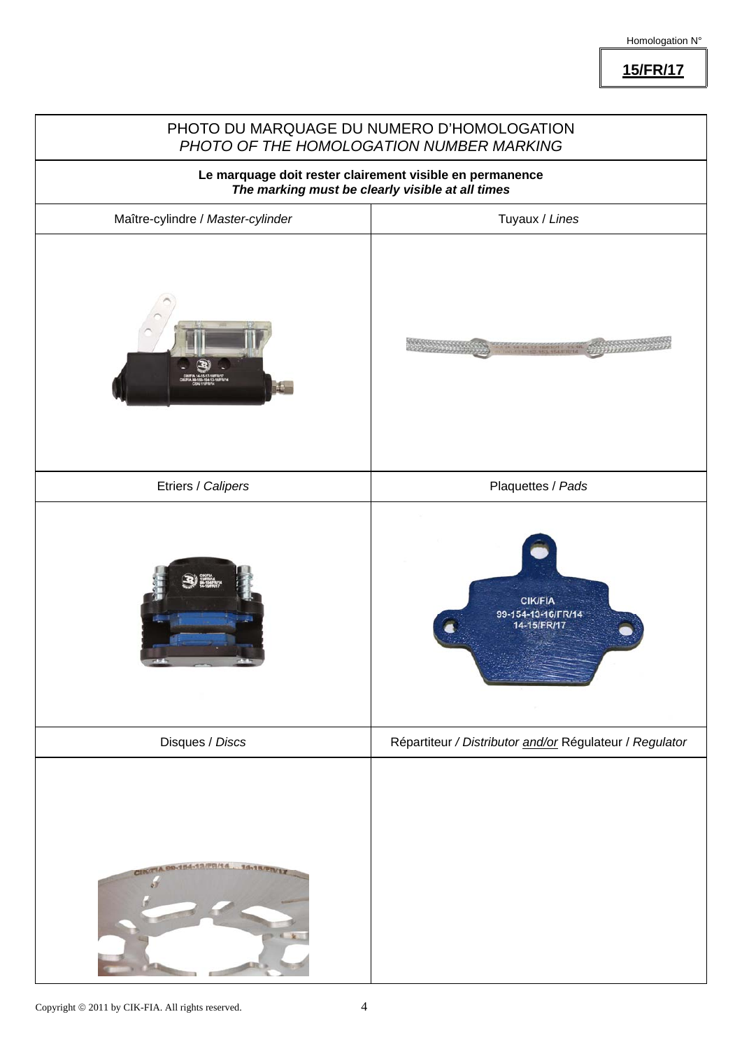Homologation N°

**15/FR/17**

| PHOTO DU MARQUAGE DU NUMERO D'HOMOLOGATION *PHOTO OF THE HOMOLOGATION NUMBER MARKING* | |
|---|---|
| **Le marquage doit rester clairement visible en permanence** ***The marking must be clearly visible at all times*** | |
| Maître-cylindre / *Master-cylinder* | Tuyaux / *Lines* |
| | |
| Etriers / *Calipers* | Plaquettes / *Pads* |
| | |
| Disques / *Discs* | Répartiteur */ Distributor* ***and/or*** Régulateur / *Regulator* |
| | |

Copyright © 2011 by CIK-FIA. All rights reserved.